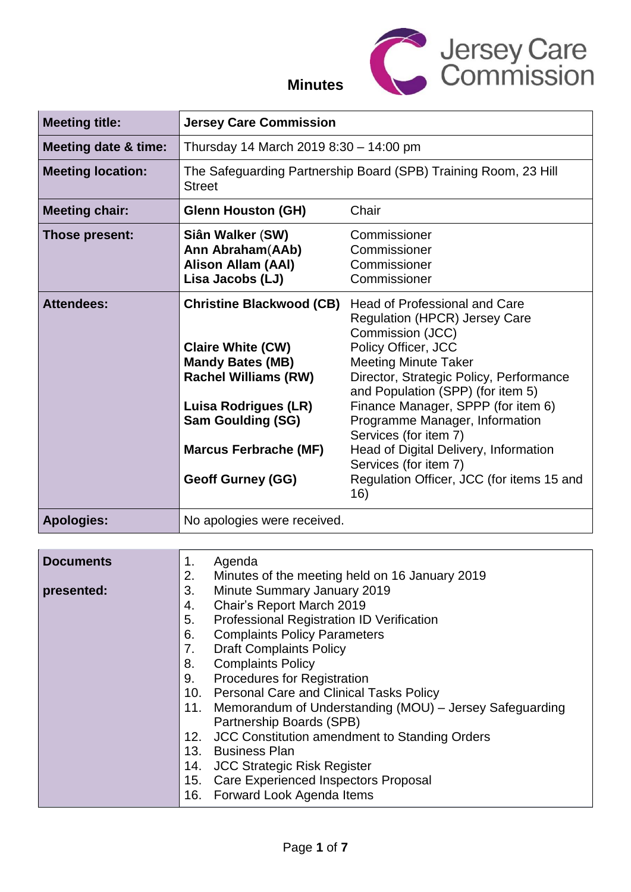# Minutes

**Jersey Care Commission**

| | | |
|---|---|---|
| **Meeting title:** | **Jersey Care Commission** | |
| **Meeting date & time:** | Thursday 14 March 2019 8:30 – 14:00 pm | |
| **Meeting location:** | The Safeguarding Partnership Board (SPB) Training Room, 23 Hill Street | |
| **Meeting chair:** | **Glenn Houston (GH)** | Chair |
| **Those present:** | **Siân Walker (SW)**<br>**Ann Abraham (AAb)**<br>**Alison Allam (AAl)**<br>**Lisa Jacobs (LJ)** | Commissioner<br>Commissioner<br>Commissioner<br>Commissioner |
| **Attendees:** | **Christine Blackwood (CB)**<br><br><br>**Claire White (CW)**<br>**Mandy Bates (MB)**<br>**Rachel Williams (RW)**<br><br>**Luisa Rodrigues (LR)**<br>**Sam Goulding (SG)**<br><br>**Marcus Ferbrache (MF)**<br><br>**Geoff Gurney (GG)** | Head of Professional and Care Regulation (HPCR) Jersey Care Commission (JCC)<br>Policy Officer, JCC<br>Meeting Minute Taker<br>Director, Strategic Policy, Performance and Population (SPP) (for item 5)<br>Finance Manager, SPPP (for item 6)<br>Programme Manager, Information Services (for item 7)<br>Head of Digital Delivery, Information Services (for item 7)<br>Regulation Officer, JCC (for items 15 and 16) |
| **Apologies:** | No apologies were received. | |

| | |
|---|---|
| **Documents presented:** | 1. Agenda<br>2. Minutes of the meeting held on 16 January 2019<br>3. Minute Summary January 2019<br>4. Chair's Report March 2019<br>5. Professional Registration ID Verification<br>6. Complaints Policy Parameters<br>7. Draft Complaints Policy<br>8. Complaints Policy<br>9. Procedures for Registration<br>10. Personal Care and Clinical Tasks Policy<br>11. Memorandum of Understanding (MOU) – Jersey Safeguarding Partnership Boards (SPB)<br>12. JCC Constitution amendment to Standing Orders<br>13. Business Plan<br>14. JCC Strategic Risk Register<br>15. Care Experienced Inspectors Proposal<br>16. Forward Look Agenda Items |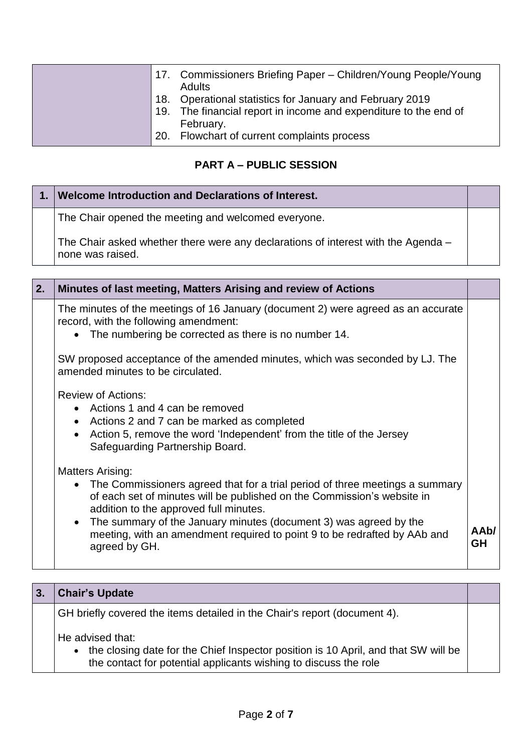| | |
|---|---|
| | 17. Commissioners Briefing Paper – Children/Young People/Young Adults<br>18. Operational statistics for January and February 2019<br>19. The financial report in income and expenditure to the end of February.<br>20. Flowchart of current complaints process |

## PART A – PUBLIC SESSION

| 1. | Welcome Introduction and Declarations of Interest. | |
|---|---|---|
| | The Chair opened the meeting and welcomed everyone.<br><br>The Chair asked whether there were any declarations of interest with the Agenda – none was raised. | |

| 2. | Minutes of last meeting, Matters Arising and review of Actions | |
|---|---|---|
| | The minutes of the meetings of 16 January (document 2) were agreed as an accurate record, with the following amendment:<br>• The numbering be corrected as there is no number 14.<br><br>SW proposed acceptance of the amended minutes, which was seconded by LJ. The amended minutes to be circulated.<br><br>Review of Actions:<br>• Actions 1 and 4 can be removed<br>• Actions 2 and 7 can be marked as completed<br>• Action 5, remove the word 'Independent' from the title of the Jersey Safeguarding Partnership Board.<br><br>Matters Arising:<br>• The Commissioners agreed that for a trial period of three meetings a summary of each set of minutes will be published on the Commission's website in addition to the approved full minutes.<br>• The summary of the January minutes (document 3) was agreed by the meeting, with an amendment required to point 9 to be redrafted by AAb and agreed by GH. | **AAb/ GH** |

| 3. | Chair's Update | |
|---|---|---|
| | GH briefly covered the items detailed in the Chair's report (document 4).<br><br>He advised that:<br>• the closing date for the Chief Inspector position is 10 April, and that SW will be the contact for potential applicants wishing to discuss the role | |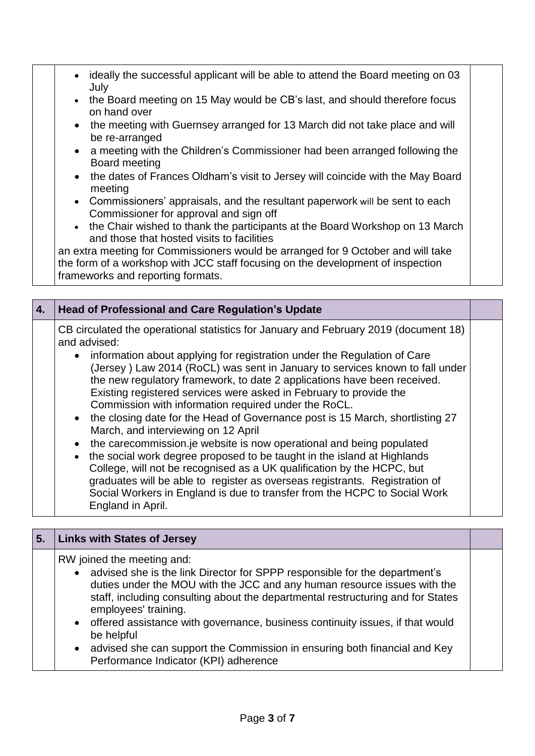- ideally the successful applicant will be able to attend the Board meeting on 03 July
- the Board meeting on 15 May would be CB's last, and should therefore focus on hand over
- the meeting with Guernsey arranged for 13 March did not take place and will be re-arranged
- a meeting with the Children's Commissioner had been arranged following the Board meeting
- the dates of Frances Oldham's visit to Jersey will coincide with the May Board meeting
- Commissioners' appraisals, and the resultant paperwork will be sent to each Commissioner for approval and sign off
- the Chair wished to thank the participants at the Board Workshop on 13 March and those that hosted visits to facilities

an extra meeting for Commissioners would be arranged for 9 October and will take the form of a workshop with JCC staff focusing on the development of inspection frameworks and reporting formats.

## 4. Head of Professional and Care Regulation's Update

CB circulated the operational statistics for January and February 2019 (document 18) and advised:

- information about applying for registration under the Regulation of Care (Jersey ) Law 2014 (RoCL) was sent in January to services known to fall under the new regulatory framework, to date 2 applications have been received. Existing registered services were asked in February to provide the Commission with information required under the RoCL.
- the closing date for the Head of Governance post is 15 March, shortlisting 27 March, and interviewing on 12 April
- the carecommission.je website is now operational and being populated
- the social work degree proposed to be taught in the island at Highlands College, will not be recognised as a UK qualification by the HCPC, but graduates will be able to register as overseas registrants. Registration of Social Workers in England is due to transfer from the HCPC to Social Work England in April.

## 5. Links with States of Jersey

RW joined the meeting and:

- advised she is the link Director for SPPP responsible for the department's duties under the MOU with the JCC and any human resource issues with the staff, including consulting about the departmental restructuring and for States employees' training.
- offered assistance with governance, business continuity issues, if that would be helpful
- advised she can support the Commission in ensuring both financial and Key Performance Indicator (KPI) adherence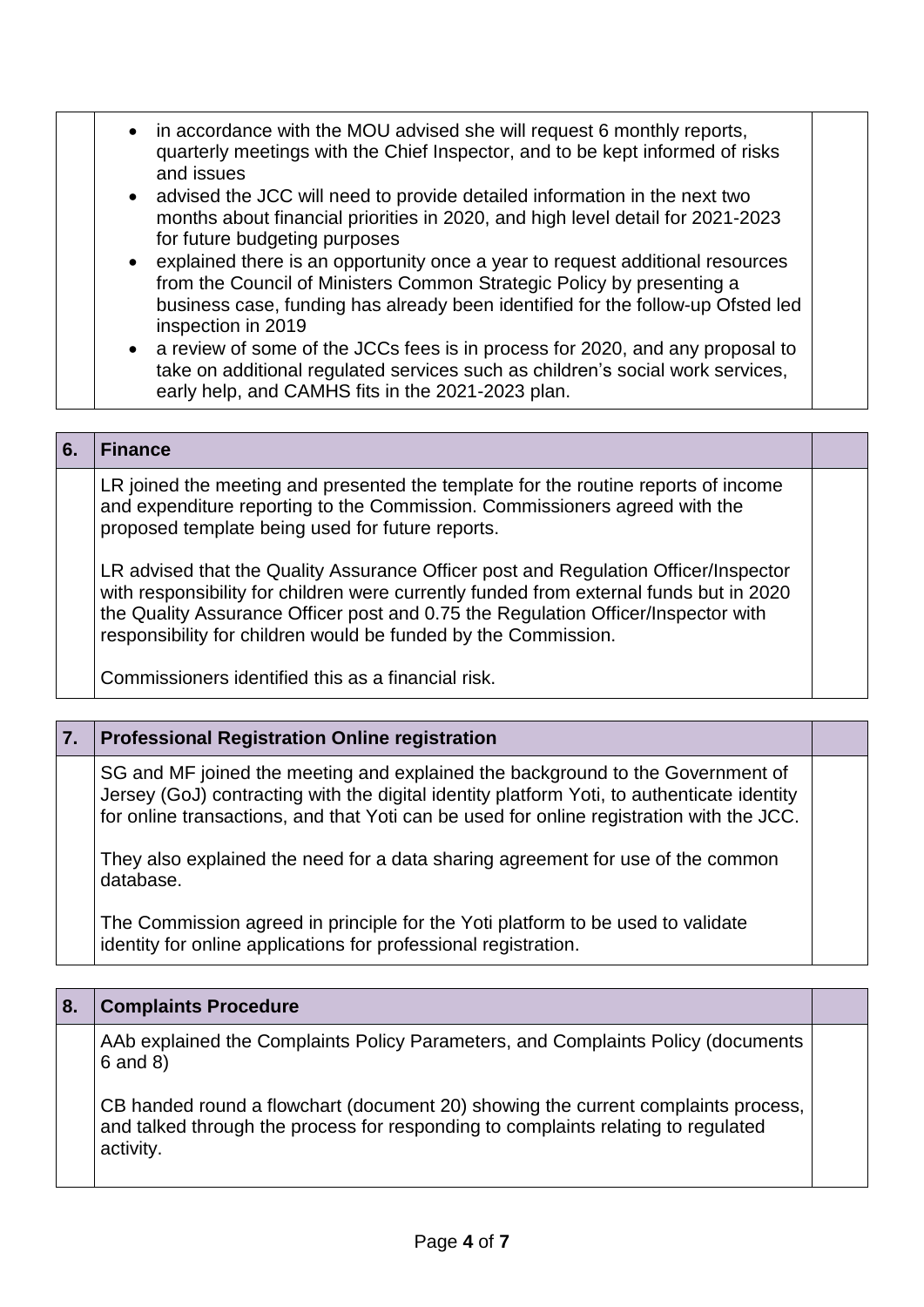- in accordance with the MOU advised she will request 6 monthly reports, quarterly meetings with the Chief Inspector, and to be kept informed of risks and issues
- advised the JCC will need to provide detailed information in the next two months about financial priorities in 2020, and high level detail for 2021-2023 for future budgeting purposes
- explained there is an opportunity once a year to request additional resources from the Council of Ministers Common Strategic Policy by presenting a business case, funding has already been identified for the follow-up Ofsted led inspection in 2019
- a review of some of the JCCs fees is in process for 2020, and any proposal to take on additional regulated services such as children's social work services, early help, and CAMHS fits in the 2021-2023 plan.

| 6. | Finance | |
|---|---|---|
| | LR joined the meeting and presented the template for the routine reports of income and expenditure reporting to the Commission. Commissioners agreed with the proposed template being used for future reports.<br><br>LR advised that the Quality Assurance Officer post and Regulation Officer/Inspector with responsibility for children were currently funded from external funds but in 2020 the Quality Assurance Officer post and 0.75 the Regulation Officer/Inspector with responsibility for children would be funded by the Commission.<br><br>Commissioners identified this as a financial risk. | |

| 7. | Professional Registration Online registration | |
|---|---|---|
| | SG and MF joined the meeting and explained the background to the Government of Jersey (GoJ) contracting with the digital identity platform Yoti, to authenticate identity for online transactions, and that Yoti can be used for online registration with the JCC.<br><br>They also explained the need for a data sharing agreement for use of the common database.<br><br>The Commission agreed in principle for the Yoti platform to be used to validate identity for online applications for professional registration. | |

| 8. | Complaints Procedure | |
|---|---|---|
| | AAb explained the Complaints Policy Parameters, and Complaints Policy (documents 6 and 8)<br><br>CB handed round a flowchart (document 20) showing the current complaints process, and talked through the process for responding to complaints relating to regulated activity. | |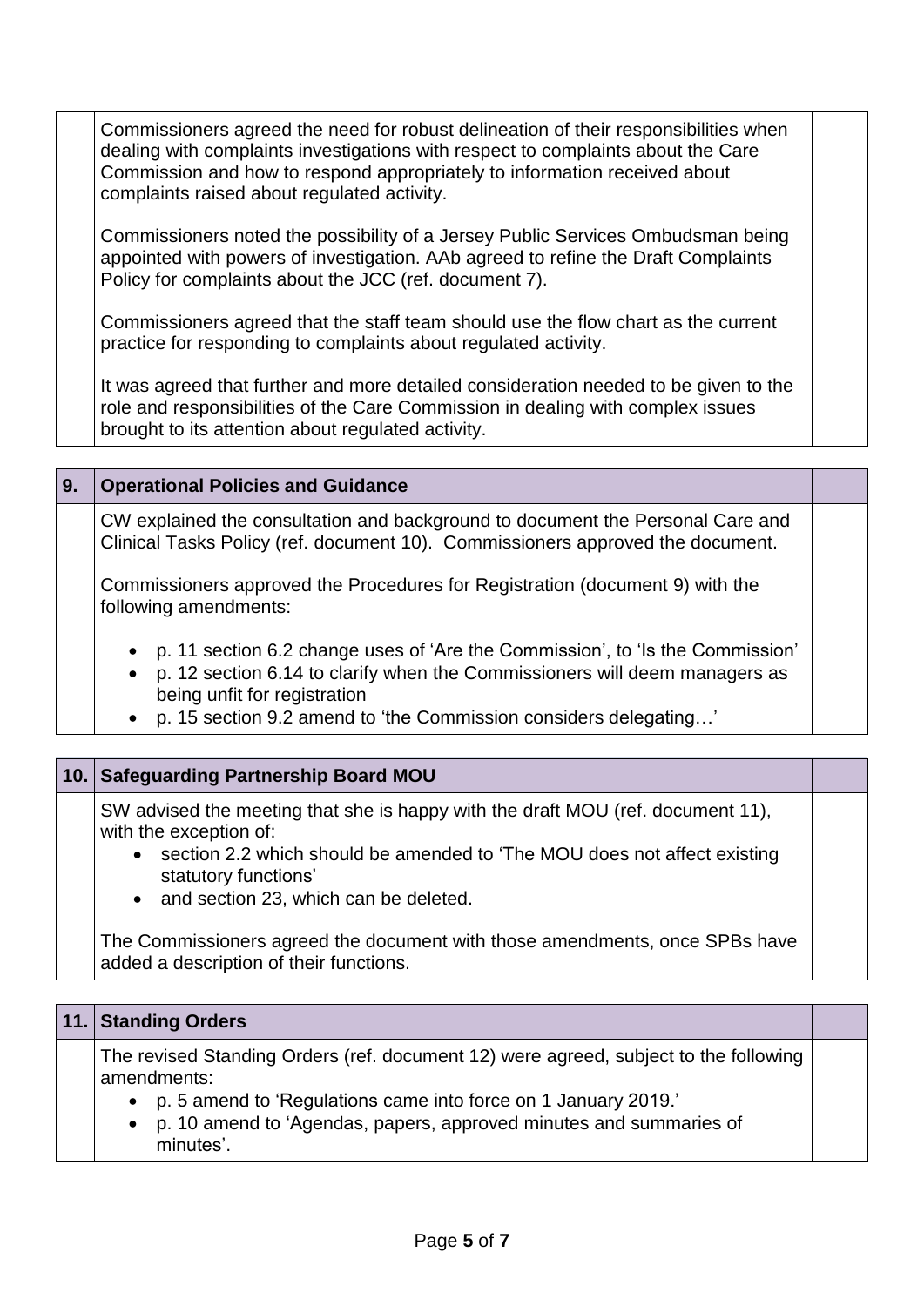Commissioners agreed the need for robust delineation of their responsibilities when dealing with complaints investigations with respect to complaints about the Care Commission and how to respond appropriately to information received about complaints raised about regulated activity.

Commissioners noted the possibility of a Jersey Public Services Ombudsman being appointed with powers of investigation. AAb agreed to refine the Draft Complaints Policy for complaints about the JCC (ref. document 7).

Commissioners agreed that the staff team should use the flow chart as the current practice for responding to complaints about regulated activity.

It was agreed that further and more detailed consideration needed to be given to the role and responsibilities of the Care Commission in dealing with complex issues brought to its attention about regulated activity.

## 9. Operational Policies and Guidance

CW explained the consultation and background to document the Personal Care and Clinical Tasks Policy (ref. document 10). Commissioners approved the document.

Commissioners approved the Procedures for Registration (document 9) with the following amendments:

- p. 11 section 6.2 change uses of 'Are the Commission', to 'Is the Commission'
- p. 12 section 6.14 to clarify when the Commissioners will deem managers as being unfit for registration
- p. 15 section 9.2 amend to 'the Commission considers delegating…'

## 10. Safeguarding Partnership Board MOU

SW advised the meeting that she is happy with the draft MOU (ref. document 11), with the exception of:

- section 2.2 which should be amended to 'The MOU does not affect existing statutory functions'
- and section 23, which can be deleted.

The Commissioners agreed the document with those amendments, once SPBs have added a description of their functions.

## 11. Standing Orders

The revised Standing Orders (ref. document 12) were agreed, subject to the following amendments:

- p. 5 amend to 'Regulations came into force on 1 January 2019.'
- p. 10 amend to 'Agendas, papers, approved minutes and summaries of minutes'.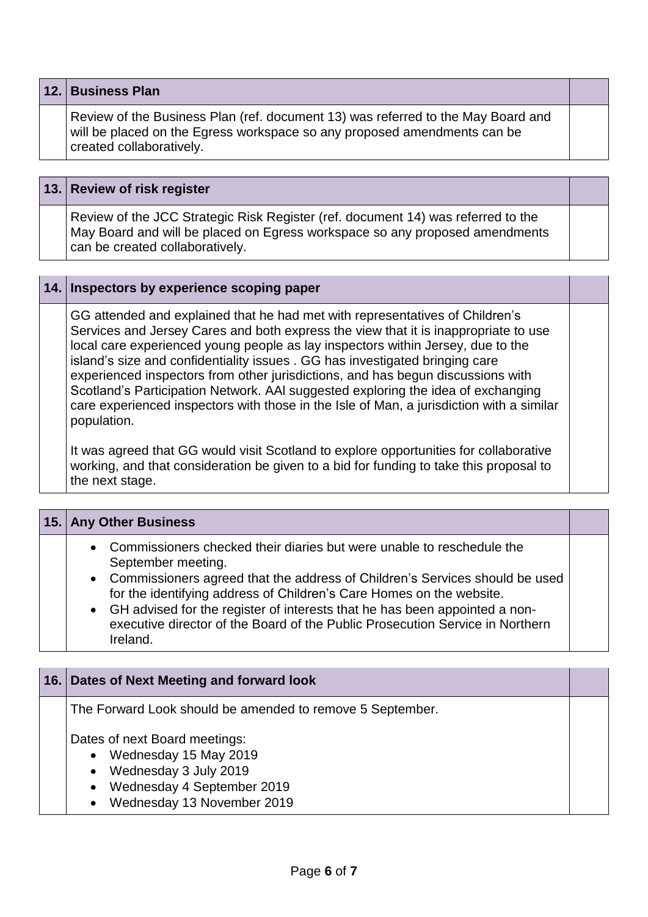| 12. | Business Plan | |
|---|---|---|
| | Review of the Business Plan (ref. document 13) was referred to the May Board and will be placed on the Egress workspace so any proposed amendments can be created collaboratively. | |

| 13. | Review of risk register | |
|---|---|---|
| | Review of the JCC Strategic Risk Register (ref. document 14) was referred to the May Board and will be placed on Egress workspace so any proposed amendments can be created collaboratively. | |

| 14. | Inspectors by experience scoping paper | |
|---|---|---|
| | GG attended and explained that he had met with representatives of Children's Services and Jersey Cares and both express the view that it is inappropriate to use local care experienced young people as lay inspectors within Jersey, due to the island's size and confidentiality issues . GG has investigated bringing care experienced inspectors from other jurisdictions, and has begun discussions with Scotland's Participation Network. AAl suggested exploring the idea of exchanging care experienced inspectors with those in the Isle of Man, a jurisdiction with a similar population.<br><br>It was agreed that GG would visit Scotland to explore opportunities for collaborative working, and that consideration be given to a bid for funding to take this proposal to the next stage. | |

| 15. | Any Other Business | |
|---|---|---|
| | • Commissioners checked their diaries but were unable to reschedule the September meeting.<br>• Commissioners agreed that the address of Children's Services should be used for the identifying address of Children's Care Homes on the website.<br>• GH advised for the register of interests that he has been appointed a non-executive director of the Board of the Public Prosecution Service in Northern Ireland. | |

| 16. | Dates of Next Meeting and forward look | |
|---|---|---|
| | The Forward Look should be amended to remove 5 September.<br><br>Dates of next Board meetings:<br>• Wednesday 15 May 2019<br>• Wednesday 3 July 2019<br>• Wednesday 4 September 2019<br>• Wednesday 13 November 2019 | |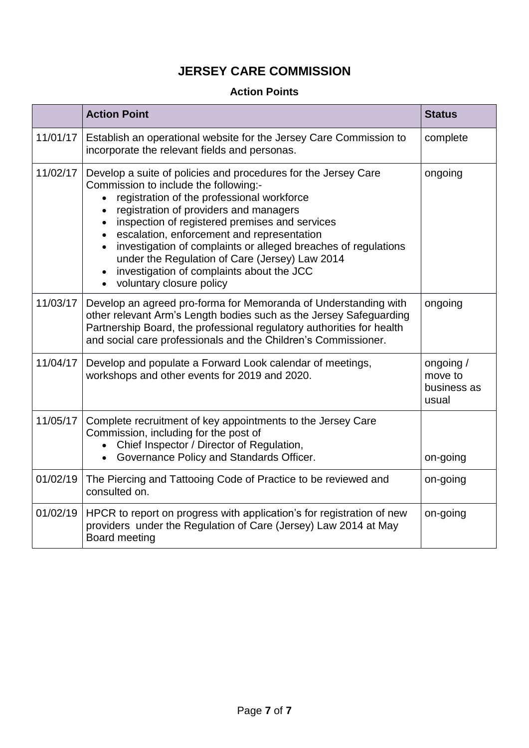# JERSEY CARE COMMISSION

### Action Points

| | Action Point | Status |
|---|---|---|
| 11/01/17 | Establish an operational website for the Jersey Care Commission to incorporate the relevant fields and personas. | complete |
| 11/02/17 | Develop a suite of policies and procedures for the Jersey Care Commission to include the following:- <br>• registration of the professional workforce<br>• registration of providers and managers<br>• inspection of registered premises and services<br>• escalation, enforcement and representation<br>• investigation of complaints or alleged breaches of regulations under the Regulation of Care (Jersey) Law 2014<br>• investigation of complaints about the JCC<br>• voluntary closure policy | ongoing |
| 11/03/17 | Develop an agreed pro-forma for Memoranda of Understanding with other relevant Arm's Length bodies such as the Jersey Safeguarding Partnership Board, the professional regulatory authorities for health and social care professionals and the Children's Commissioner. | ongoing |
| 11/04/17 | Develop and populate a Forward Look calendar of meetings, workshops and other events for 2019 and 2020. | ongoing / move to business as usual |
| 11/05/17 | Complete recruitment of key appointments to the Jersey Care Commission, including for the post of<br>• Chief Inspector / Director of Regulation,<br>• Governance Policy and Standards Officer. | on-going |
| 01/02/19 | The Piercing and Tattooing Code of Practice to be reviewed and consulted on. | on-going |
| 01/02/19 | HPCR to report on progress with application's for registration of new providers under the Regulation of Care (Jersey) Law 2014 at May Board meeting | on-going |